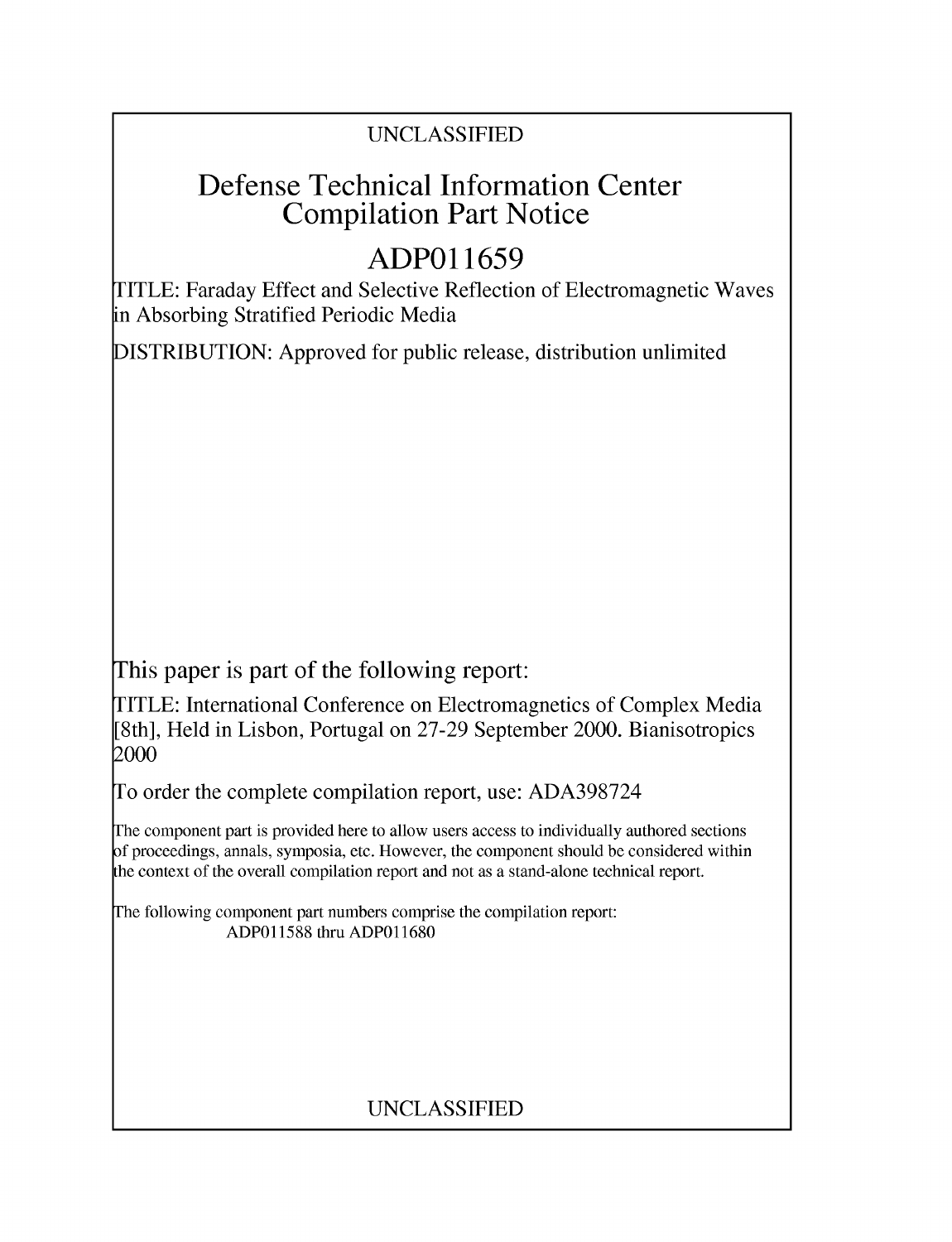UNCLASSIFIED

# Defense Technical Information Center Compilation Part Notice

# ADP011659

TITLE: Faraday Effect and Selective Reflection of Electromagnetic Waves in Absorbing Stratified Periodic Media

DISTRIBUTION: Approved for public release, distribution unlimited

This paper is part of the following report:

TITLE: International Conference on Electromagnetics of Complex Media [8th], Held in Lisbon, Portugal on 27-29 September 2000. Bianisotropics 2000

To order the complete compilation report, use: ADA398724

The component part is provided here to allow users access to individually authored sections of proceedings, annals, symposia, etc. However, the component should be considered within the context of the overall compilation report and not as a stand-alone technical report.

The following component part numbers comprise the compilation report:
ADP011588 thru ADP011680

UNCLASSIFIED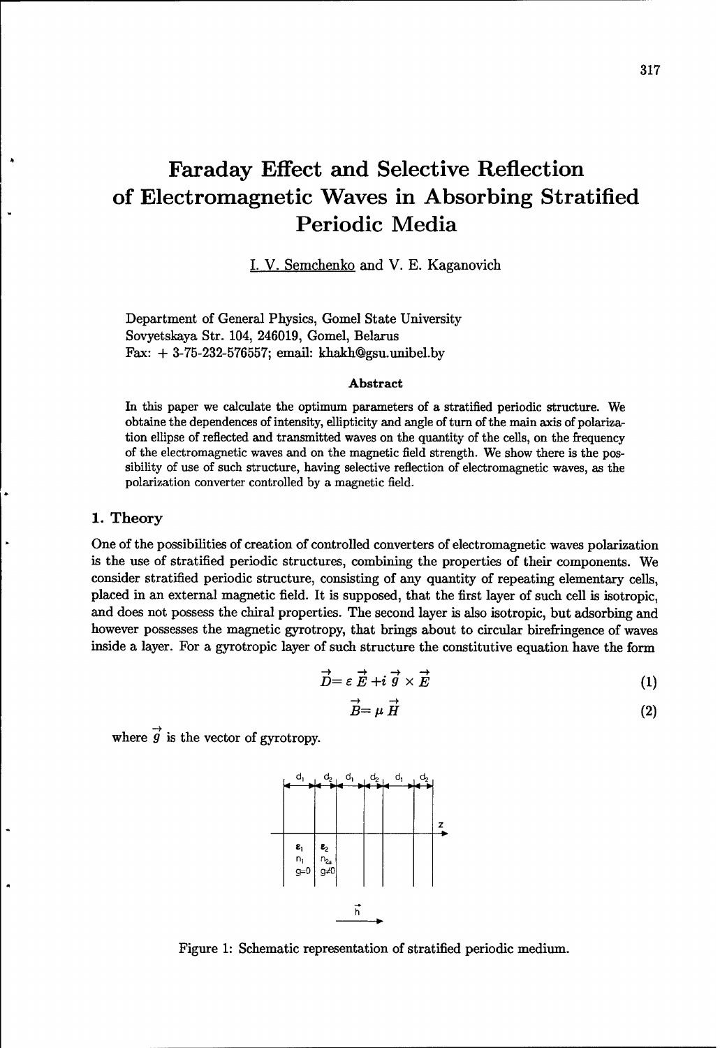# Faraday Effect and Selective Reflection of Electromagnetic Waves in Absorbing Stratified Periodic Media

I. V. Semchenko and V. E. Kaganovich

Department of General Physics, Gomel State University
Sovyetskaya Str. 104, 246019, Gomel, Belarus
Fax: + 3-75-232-576557; email: khakh@gsu.unibel.by

### Abstract

In this paper we calculate the optimum parameters of a stratified periodic structure. We obtaine the dependences of intensity, ellipticity and angle of turn of the main axis of polarization ellipse of reflected and transmitted waves on the quantity of the cells, on the frequency of the electromagnetic waves and on the magnetic field strength. We show there is the possibility of use of such structure, having selective reflection of electromagnetic waves, as the polarization converter controlled by a magnetic field.

## 1. Theory

One of the possibilities of creation of controlled converters of electromagnetic waves polarization is the use of stratified periodic structures, combining the properties of their components. We consider stratified periodic structure, consisting of any quantity of repeating elementary cells, placed in an external magnetic field. It is supposed, that the first layer of such cell is isotropic, and does not possess the chiral properties. The second layer is also isotropic, but adsorbing and however possesses the magnetic gyrotropy, that brings about to circular birefringence of waves inside a layer. For a gyrotropic layer of such structure the constitutive equation have the form

$$\vec{D} = \varepsilon \vec{E} + i \vec{g} \times \vec{E} \tag{1}$$

$$\vec{B} = \mu \vec{H} \tag{2}$$

where $\vec{g}$ is the vector of gyrotropy.

$d_1$ $d_2$ $d_1$ $d_2$ $d_1$ $d_2$

z

$\varepsilon_1$ $n_1$ $g=0$

$\varepsilon_2$ $n_{2\pm}$ $g\neq0$

$\vec{h}$

Figure 1: Schematic representation of stratified periodic medium.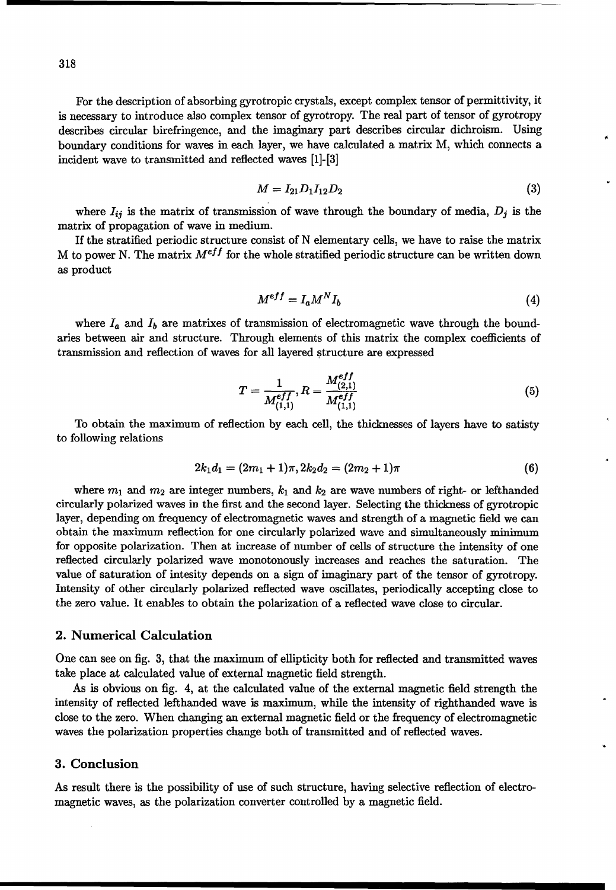For the description of absorbing gyrotropic crystals, except complex tensor of permittivity, it is necessary to introduce also complex tensor of gyrotropy. The real part of tensor of gyrotropy describes circular birefringence, and the imaginary part describes circular dichroism. Using boundary conditions for waves in each layer, we have calculated a matrix M, which connects a incident wave to transmitted and reflected waves [1]-[3]

$$M = I_{21} D_1 I_{12} D_2 \tag{3}$$

where $I_{ij}$ is the matrix of transmission of wave through the boundary of media, $D_j$ is the matrix of propagation of wave in medium.

If the stratified periodic structure consist of N elementary cells, we have to raise the matrix M to power N. The matrix $M^{eff}$ for the whole stratified periodic structure can be written down as product

$$M^{eff} = I_a M^N I_b \tag{4}$$

where $I_a$ and $I_b$ are matrixes of transmission of electromagnetic wave through the boundaries between air and structure. Through elements of this matrix the complex coefficients of transmission and reflection of waves for all layered structure are expressed

$$T = \frac{1}{M^{eff}_{(1,1)}}, R = \frac{M^{eff}_{(2,1)}}{M^{eff}_{(1,1)}} \tag{5}$$

To obtain the maximum of reflection by each cell, the thicknesses of layers have to satisty to following relations

$$2k_1 d_1 = (2m_1 + 1)\pi, 2k_2 d_2 = (2m_2 + 1)\pi \tag{6}$$

where $m_1$ and $m_2$ are integer numbers, $k_1$ and $k_2$ are wave numbers of right- or lefthanded circularly polarized waves in the first and the second layer. Selecting the thickness of gyrotropic layer, depending on frequency of electromagnetic waves and strength of a magnetic field we can obtain the maximum reflection for one circularly polarized wave and simultaneously minimum for opposite polarization. Then at increase of number of cells of structure the intensity of one reflected circularly polarized wave monotonously increases and reaches the saturation. The value of saturation of intesity depends on a sign of imaginary part of the tensor of gyrotropy. Intensity of other circularly polarized reflected wave oscillates, periodically accepting close to the zero value. It enables to obtain the polarization of a reflected wave close to circular.

## 2. Numerical Calculation

One can see on fig. 3, that the maximum of ellipticity both for reflected and transmitted waves take place at calculated value of external magnetic field strength.

As is obvious on fig. 4, at the calculated value of the external magnetic field strength the intensity of reflected lefthanded wave is maximum, while the intensity of righthanded wave is close to the zero. When changing an external magnetic field or the frequency of electromagnetic waves the polarization properties change both of transmitted and of reflected waves.

## 3. Conclusion

As result there is the possibility of use of such structure, having selective reflection of electromagnetic waves, as the polarization converter controlled by a magnetic field.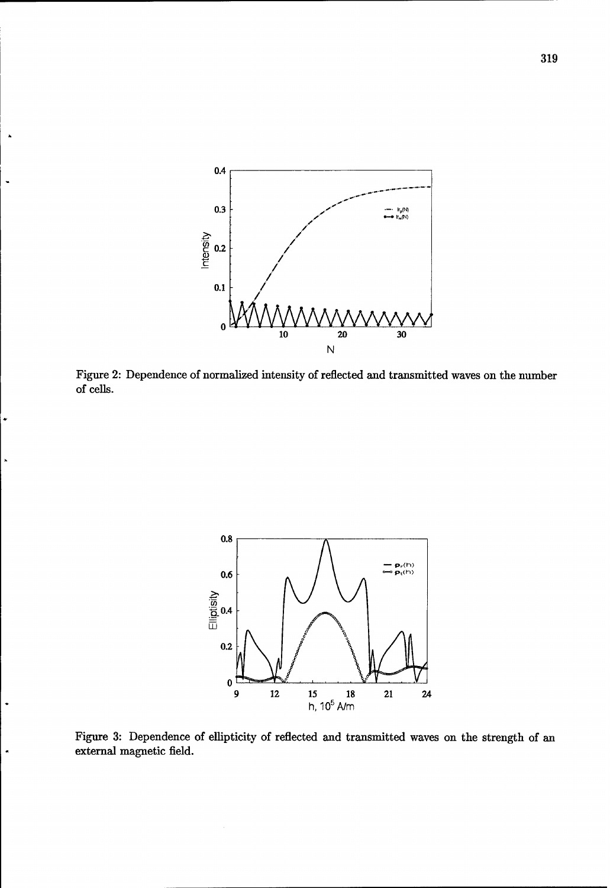0.4
0.3
0.2
0.1
0
Intensity
10
20
30
N
$Ir_p(N)$
$Ir_m(N)$

Figure 2: Dependence of normalized intensity of reflected and transmitted waves on the number of cells.

0.8
0.6
0.4
0.2
0
Elliptisity
9
12
15
18
21
24
h, $10^5$ A/m
$p_r(h)$
$p_t(h)$

Figure 3: Dependence of ellipticity of reflected and transmitted waves on the strength of an external magnetic field.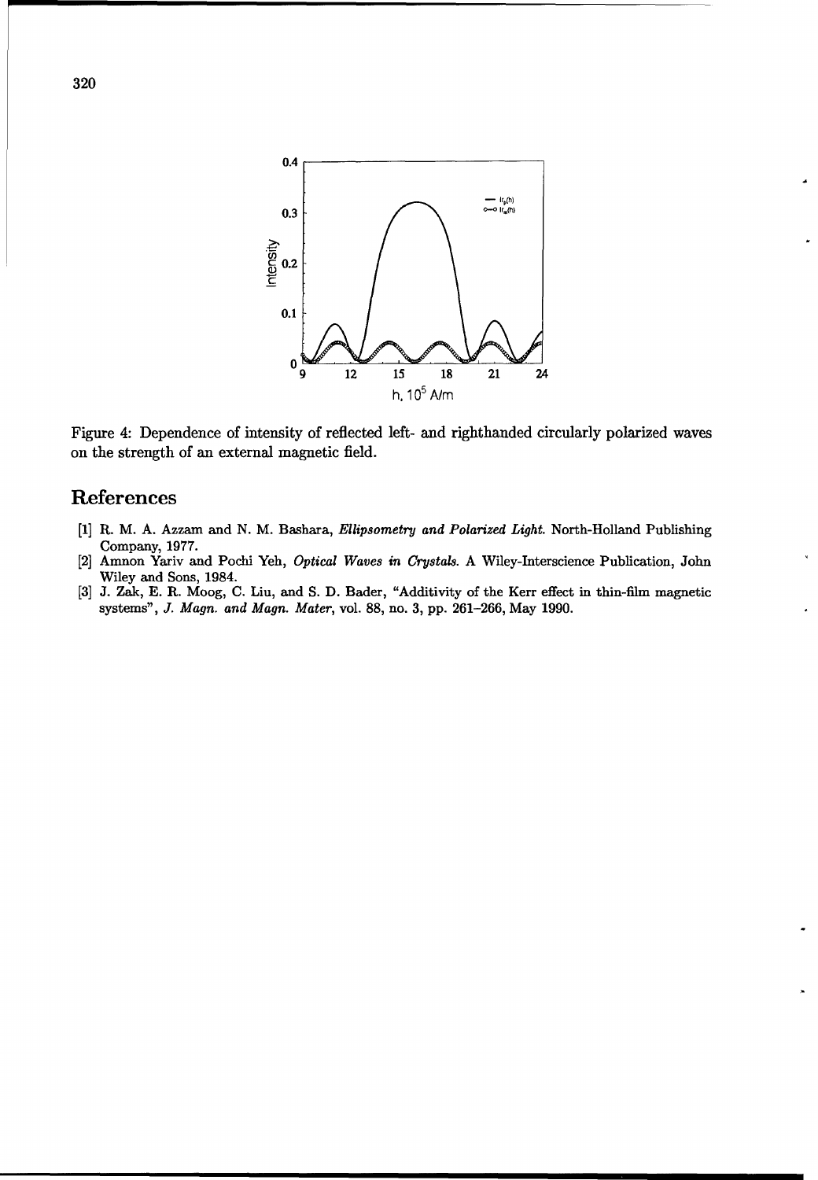0.4

0.3

0.2

0.1

0

Intensity

9 12 15 18 21 24

h, $10^5$ A/m

$Ir_p(h)$

$Ir_m(h)$

Figure 4: Dependence of intensity of reflected left- and righthanded circularly polarized waves on the strength of an external magnetic field.

## References

[1] R. M. A. Azzam and N. M. Bashara, *Ellipsometry and Polarized Light.* North-Holland Publishing Company, 1977.

[2] Amnon Yariv and Pochi Yeh, *Optical Waves in Crystals.* A Wiley-Interscience Publication, John Wiley and Sons, 1984.

[3] J. Zak, E. R. Moog, C. Liu, and S. D. Bader, "Additivity of the Kerr effect in thin-film magnetic systems", *J. Magn. and Magn. Mater*, vol. 88, no. 3, pp. 261–266, May 1990.